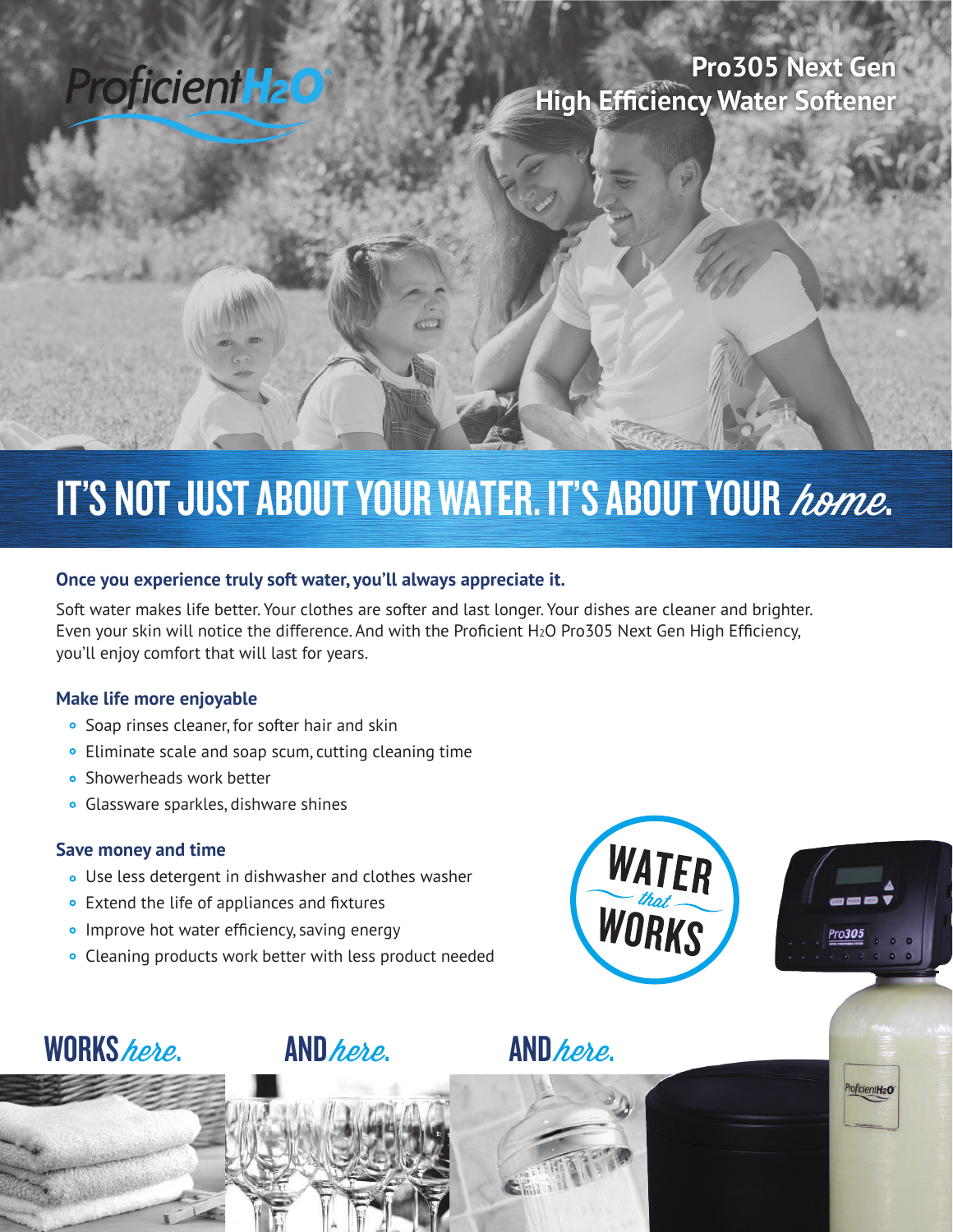ProficientH2O

# Pro305 Next Gen High Efficiency Water Softener

## IT'S NOT JUST ABOUT YOUR WATER. IT'S ABOUT YOUR *home*.

### Once you experience truly soft water, you'll always appreciate it.

Soft water makes life better. Your clothes are softer and last longer. Your dishes are cleaner and brighter. Even your skin will notice the difference. And with the Proficient $H_2O$ Pro305 Next Gen High Efficiency, you'll enjoy comfort that will last for years.

### Make life more enjoyable

- Soap rinses cleaner, for softer hair and skin
- Eliminate scale and soap scum, cutting cleaning time
- Showerheads work better
- Glassware sparkles, dishware shines

### Save money and time

- Use less detergent in dishwasher and clothes washer
- Extend the life of appliances and fixtures
- Improve hot water efficiency, saving energy
- Cleaning products work better with less product needed

WATER *that* WORKS

WORKS *here*. AND *here*. AND *here*.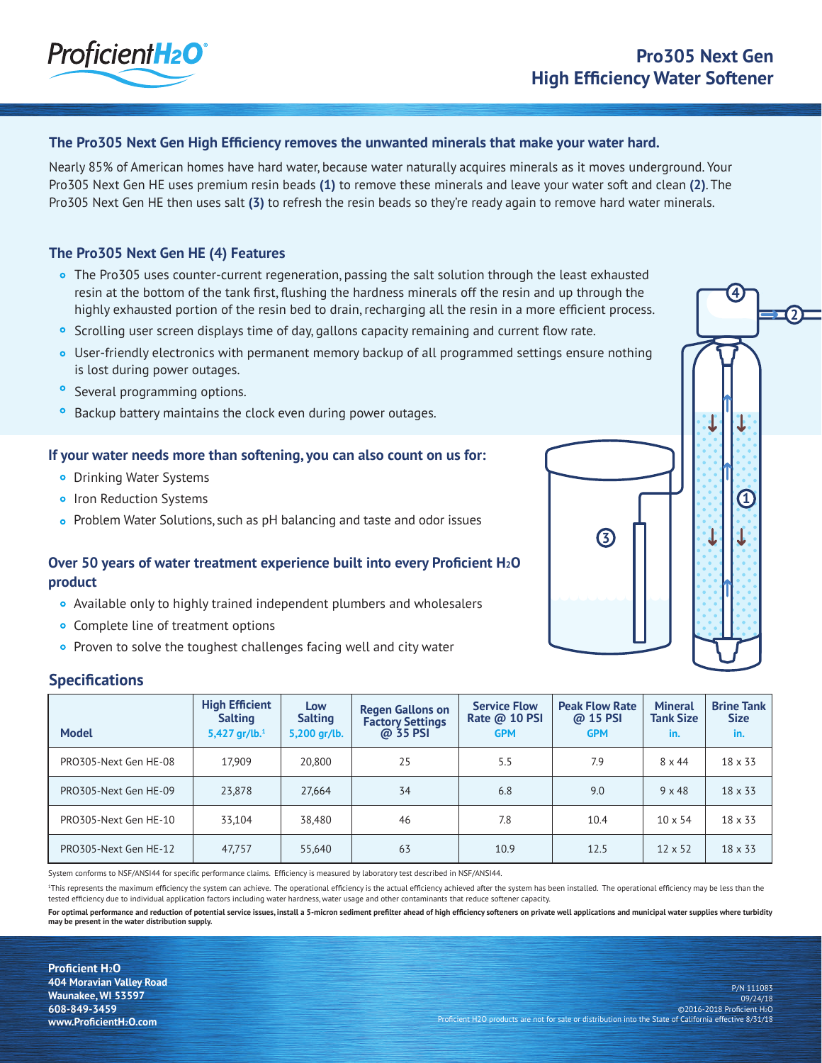# Pro305 Next Gen High Efficiency Water Softener

### The Pro305 Next Gen High Efficiency removes the unwanted minerals that make your water hard.

Nearly 85% of American homes have hard water, because water naturally acquires minerals as it moves underground. Your Pro305 Next Gen HE uses premium resin beads **(1)** to remove these minerals and leave your water soft and clean **(2)**. The Pro305 Next Gen HE then uses salt **(3)** to refresh the resin beads so they're ready again to remove hard water minerals.

### The Pro305 Next Gen HE (4) Features

- The Pro305 uses counter-current regeneration, passing the salt solution through the least exhausted resin at the bottom of the tank first, flushing the hardness minerals off the resin and up through the highly exhausted portion of the resin bed to drain, recharging all the resin in a more efficient process.
- Scrolling user screen displays time of day, gallons capacity remaining and current flow rate.
- User-friendly electronics with permanent memory backup of all programmed settings ensure nothing is lost during power outages.
- Several programming options.
- Backup battery maintains the clock even during power outages.

### If your water needs more than softening, you can also count on us for:

- Drinking Water Systems
- Iron Reduction Systems
- Problem Water Solutions, such as pH balancing and taste and odor issues

### Over 50 years of water treatment experience built into every Proficient $H_2O$ product

- Available only to highly trained independent plumbers and wholesalers
- Complete line of treatment options
- Proven to solve the toughest challenges facing well and city water

## Specifications

| Model | High Efficient Salting 5,427 gr/lb.[1] | Low Salting 5,200 gr/lb. | Regen Gallons on Factory Settings @ 35 PSI | Service Flow Rate @ 10 PSI GPM | Peak Flow Rate @ 15 PSI GPM | Mineral Tank Size in. | Brine Tank Size in. |
|---|---|---|---|---|---|---|---|
| PRO305-Next Gen HE-08 | 17,909 | 20,800 | 25 | 5.5 | 7.9 | 8 x 44 | 18 x 33 |
| PRO305-Next Gen HE-09 | 23,878 | 27,664 | 34 | 6.8 | 9.0 | 9 x 48 | 18 x 33 |
| PRO305-Next Gen HE-10 | 33,104 | 38,480 | 46 | 7.8 | 10.4 | 10 x 54 | 18 x 33 |
| PRO305-Next Gen HE-12 | 47,757 | 55,640 | 63 | 10.9 | 12.5 | 12 x 52 | 18 x 33 |

System conforms to NSF/ANSI44 for specific performance claims. Efficiency is measured by laboratory test described in NSF/ANSI44.

[1]This represents the maximum efficiency the system can achieve. The operational efficiency is the actual efficiency achieved after the system has been installed. The operational efficiency may be less than the tested efficiency due to individual application factors including water hardness, water usage and other contaminants that reduce softener capacity.

**For optimal performance and reduction of potential service issues, install a 5-micron sediment prefilter ahead of high efficiency softeners on private well applications and municipal water supplies where turbidity may be present in the water distribution supply.**

**Proficient $H_2O$**
**404 Moravian Valley Road**
**Waunakee, WI 53597**
**608-849-3459**
**www.ProficientH2O.com**

P/N 111083
09/24/18
©2016-2018 Proficient $H_2O$
Proficient H2O products are not for sale or distribution into the State of California effective 8/31/18